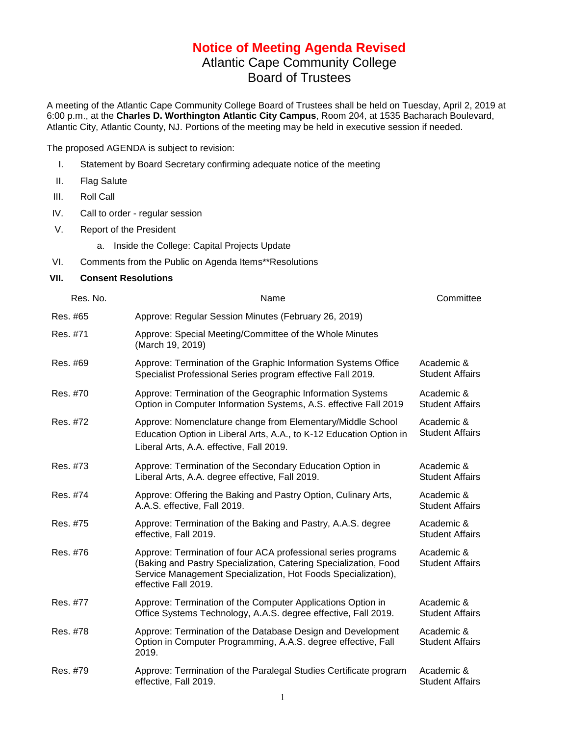# Notice of Meeting Agenda Revised

## Atlantic Cape Community College
## Board of Trustees

A meeting of the Atlantic Cape Community College Board of Trustees shall be held on Tuesday, April 2, 2019 at 6:00 p.m., at the **Charles D. Worthington Atlantic City Campus**, Room 204, at 1535 Bacharach Boulevard, Atlantic City, Atlantic County, NJ. Portions of the meeting may be held in executive session if needed.

The proposed AGENDA is subject to revision:

I. Statement by Board Secretary confirming adequate notice of the meeting

II. Flag Salute

III. Roll Call

IV. Call to order - regular session

V. Report of the President

   a. Inside the College: Capital Projects Update

VI. Comments from the Public on Agenda Items**Resolutions

**VII. Consent Resolutions**

| Res. No. | Name | Committee |
|---|---|---|
| Res. #65 | Approve: Regular Session Minutes (February 26, 2019) | |
| Res. #71 | Approve: Special Meeting/Committee of the Whole Minutes (March 19, 2019) | |
| Res. #69 | Approve: Termination of the Graphic Information Systems Office Specialist Professional Series program effective Fall 2019. | Academic & Student Affairs |
| Res. #70 | Approve: Termination of the Geographic Information Systems Option in Computer Information Systems, A.S. effective Fall 2019 | Academic & Student Affairs |
| Res. #72 | Approve: Nomenclature change from Elementary/Middle School Education Option in Liberal Arts, A.A., to K-12 Education Option in Liberal Arts, A.A. effective, Fall 2019. | Academic & Student Affairs |
| Res. #73 | Approve: Termination of the Secondary Education Option in Liberal Arts, A.A. degree effective, Fall 2019. | Academic & Student Affairs |
| Res. #74 | Approve: Offering the Baking and Pastry Option, Culinary Arts, A.A.S. effective, Fall 2019. | Academic & Student Affairs |
| Res. #75 | Approve: Termination of the Baking and Pastry, A.A.S. degree effective, Fall 2019. | Academic & Student Affairs |
| Res. #76 | Approve: Termination of four ACA professional series programs (Baking and Pastry Specialization, Catering Specialization, Food Service Management Specialization, Hot Foods Specialization), effective Fall 2019. | Academic & Student Affairs |
| Res. #77 | Approve: Termination of the Computer Applications Option in Office Systems Technology, A.A.S. degree effective, Fall 2019. | Academic & Student Affairs |
| Res. #78 | Approve: Termination of the Database Design and Development Option in Computer Programming, A.A.S. degree effective, Fall 2019. | Academic & Student Affairs |
| Res. #79 | Approve: Termination of the Paralegal Studies Certificate program effective, Fall 2019. | Academic & Student Affairs |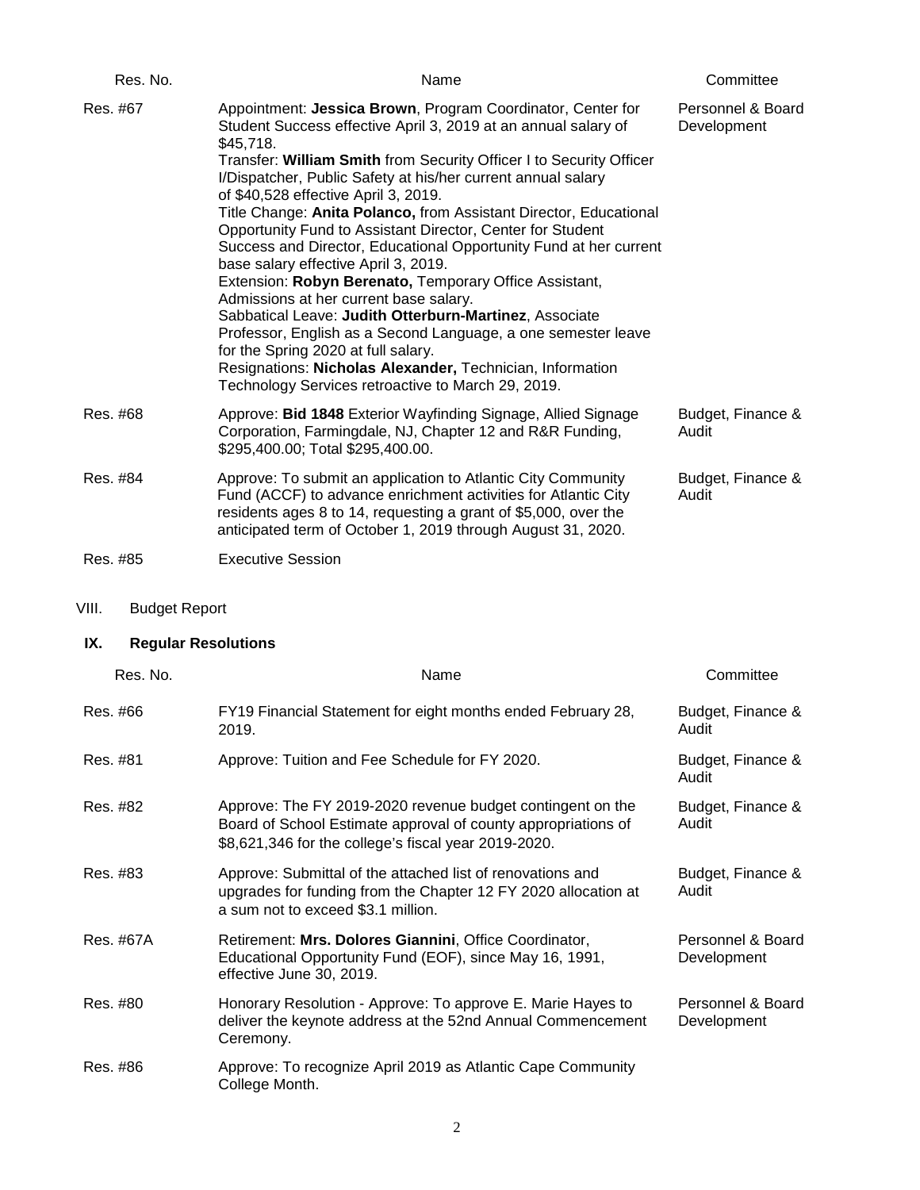| Res. No. | Name | Committee |
|---|---|---|
| Res. #67 | Appointment: **Jessica Brown**, Program Coordinator, Center for Student Success effective April 3, 2019 at an annual salary of $45,718.<br>Transfer: **William Smith** from Security Officer I to Security Officer I/Dispatcher, Public Safety at his/her current annual salary of $40,528 effective April 3, 2019.<br>Title Change: **Anita Polanco,** from Assistant Director, Educational Opportunity Fund to Assistant Director, Center for Student Success and Director, Educational Opportunity Fund at her current base salary effective April 3, 2019.<br>Extension: **Robyn Berenato,** Temporary Office Assistant, Admissions at her current base salary.<br>Sabbatical Leave: **Judith Otterburn-Martinez**, Associate Professor, English as a Second Language, a one semester leave for the Spring 2020 at full salary.<br>Resignations: **Nicholas Alexander,** Technician, Information Technology Services retroactive to March 29, 2019. | Personnel & Board Development |
| Res. #68 | Approve: **Bid 1848** Exterior Wayfinding Signage, Allied Signage Corporation, Farmingdale, NJ, Chapter 12 and R&R Funding, $295,400.00; Total $295,400.00. | Budget, Finance & Audit |
| Res. #84 | Approve: To submit an application to Atlantic City Community Fund (ACCF) to advance enrichment activities for Atlantic City residents ages 8 to 14, requesting a grant of $5,000, over the anticipated term of October 1, 2019 through August 31, 2020. | Budget, Finance & Audit |
| Res. #85 | Executive Session | |

VIII. Budget Report

## IX. Regular Resolutions

| Res. No. | Name | Committee |
|---|---|---|
| Res. #66 | FY19 Financial Statement for eight months ended February 28, 2019. | Budget, Finance & Audit |
| Res. #81 | Approve: Tuition and Fee Schedule for FY 2020. | Budget, Finance & Audit |
| Res. #82 | Approve: The FY 2019-2020 revenue budget contingent on the Board of School Estimate approval of county appropriations of $8,621,346 for the college's fiscal year 2019-2020. | Budget, Finance & Audit |
| Res. #83 | Approve: Submittal of the attached list of renovations and upgrades for funding from the Chapter 12 FY 2020 allocation at a sum not to exceed $3.1 million. | Budget, Finance & Audit |
| Res. #67A | Retirement: **Mrs. Dolores Giannini**, Office Coordinator, Educational Opportunity Fund (EOF), since May 16, 1991, effective June 30, 2019. | Personnel & Board Development |
| Res. #80 | Honorary Resolution - Approve: To approve E. Marie Hayes to deliver the keynote address at the 52nd Annual Commencement Ceremony. | Personnel & Board Development |
| Res. #86 | Approve: To recognize April 2019 as Atlantic Cape Community College Month. | |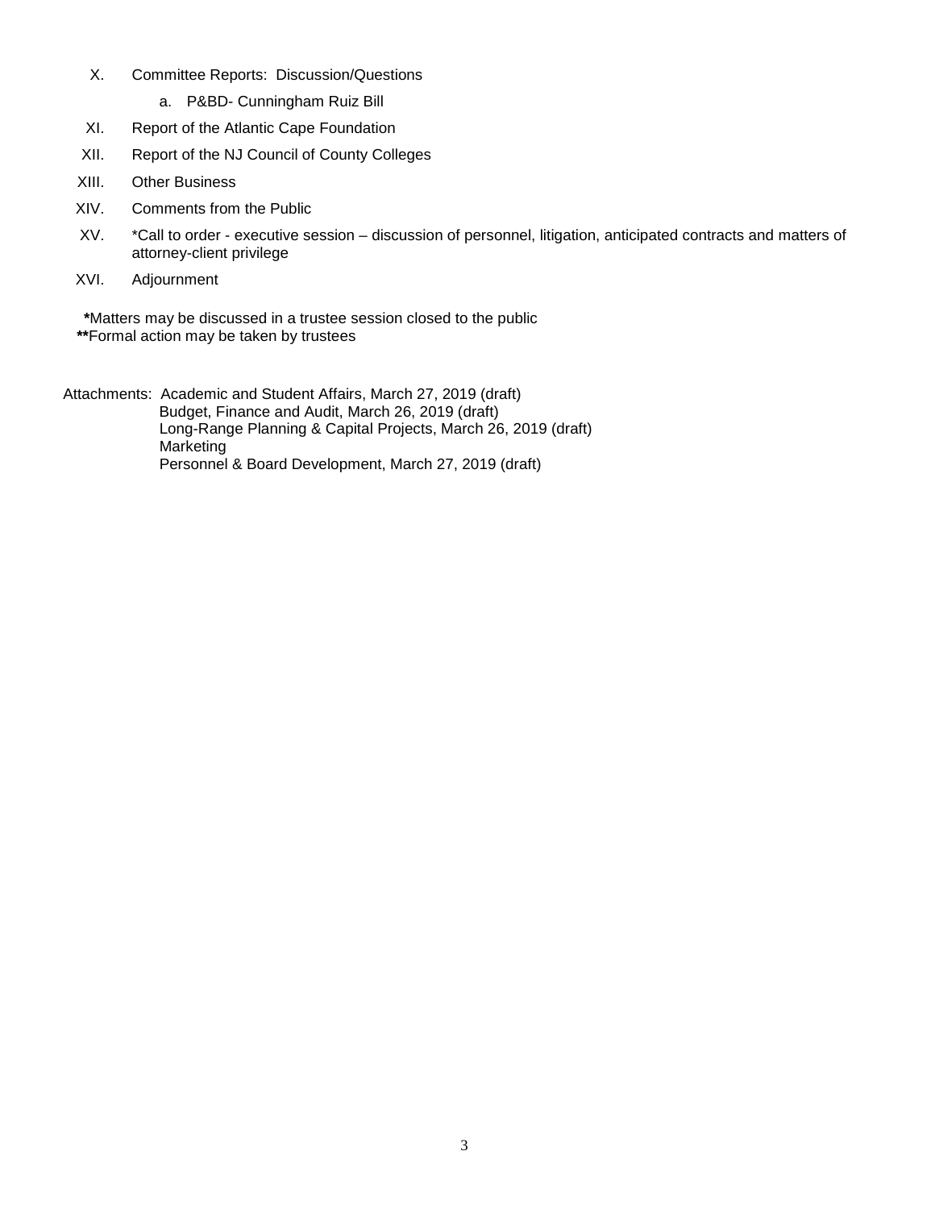X. Committee Reports: Discussion/Questions

   a. P&BD- Cunningham Ruiz Bill

XI. Report of the Atlantic Cape Foundation

XII. Report of the NJ Council of County Colleges

XIII. Other Business

XIV. Comments from the Public

XV. *Call to order - executive session – discussion of personnel, litigation, anticipated contracts and matters of attorney-client privilege

XVI. Adjournment

**\***Matters may be discussed in a trustee session closed to the public
**\*\***Formal action may be taken by trustees

Attachments: Academic and Student Affairs, March 27, 2019 (draft)
Budget, Finance and Audit, March 26, 2019 (draft)
Long-Range Planning & Capital Projects, March 26, 2019 (draft)
Marketing
Personnel & Board Development, March 27, 2019 (draft)